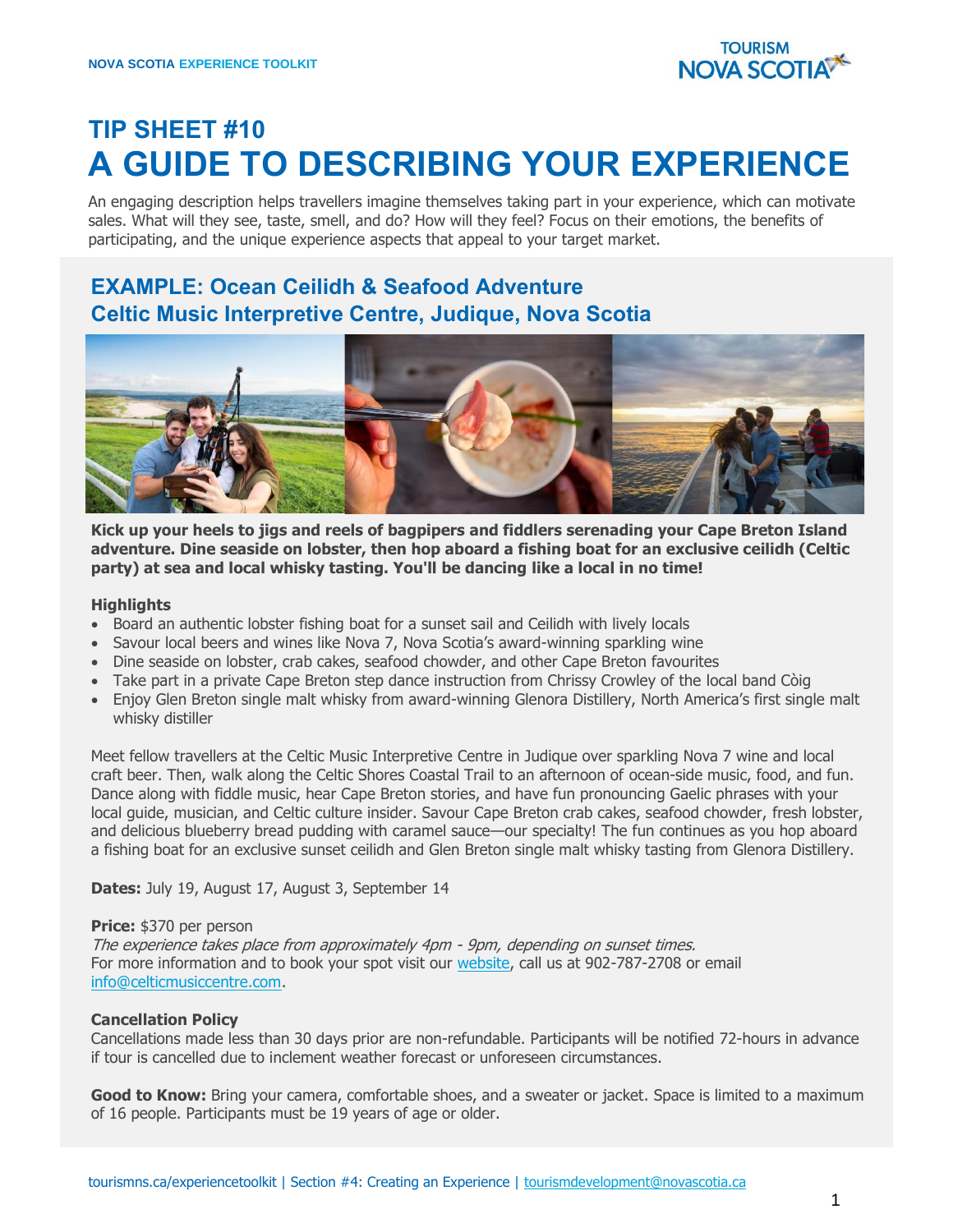NOVA SCOTIA EXPERIENCE TOOLKIT

# TIP SHEET #10
# A GUIDE TO DESCRIBING YOUR EXPERIENCE

An engaging description helps travellers imagine themselves taking part in your experience, which can motivate sales. What will they see, taste, smell, and do? How will they feel? Focus on their emotions, the benefits of participating, and the unique experience aspects that appeal to your target market.

## EXAMPLE: Ocean Ceilidh & Seafood Adventure
## Celtic Music Interpretive Centre, Judique, Nova Scotia

**Kick up your heels to jigs and reels of bagpipers and fiddlers serenading your Cape Breton Island adventure. Dine seaside on lobster, then hop aboard a fishing boat for an exclusive ceilidh (Celtic party) at sea and local whisky tasting. You'll be dancing like a local in no time!**

**Highlights**

- Board an authentic lobster fishing boat for a sunset sail and Ceilidh with lively locals
- Savour local beers and wines like Nova 7, Nova Scotia's award-winning sparkling wine
- Dine seaside on lobster, crab cakes, seafood chowder, and other Cape Breton favourites
- Take part in a private Cape Breton step dance instruction from Chrissy Crowley of the local band Còig
- Enjoy Glen Breton single malt whisky from award-winning Glenora Distillery, North America's first single malt whisky distiller

Meet fellow travellers at the Celtic Music Interpretive Centre in Judique over sparkling Nova 7 wine and local craft beer. Then, walk along the Celtic Shores Coastal Trail to an afternoon of ocean-side music, food, and fun. Dance along with fiddle music, hear Cape Breton stories, and have fun pronouncing Gaelic phrases with your local guide, musician, and Celtic culture insider. Savour Cape Breton crab cakes, seafood chowder, fresh lobster, and delicious blueberry bread pudding with caramel sauce—our specialty! The fun continues as you hop aboard a fishing boat for an exclusive sunset ceilidh and Glen Breton single malt whisky tasting from Glenora Distillery.

**Dates:** July 19, August 17, August 3, September 14

**Price:** $370 per person
*The experience takes place from approximately 4pm - 9pm, depending on sunset times.*
For more information and to book your spot visit our website, call us at 902-787-2708 or email info@celticmusiccentre.com.

**Cancellation Policy**
Cancellations made less than 30 days prior are non-refundable. Participants will be notified 72-hours in advance if tour is cancelled due to inclement weather forecast or unforeseen circumstances.

**Good to Know:** Bring your camera, comfortable shoes, and a sweater or jacket. Space is limited to a maximum of 16 people. Participants must be 19 years of age or older.

tourismns.ca/experiencetoolkit | Section #4: Creating an Experience | tourismdevelopment@novascotia.ca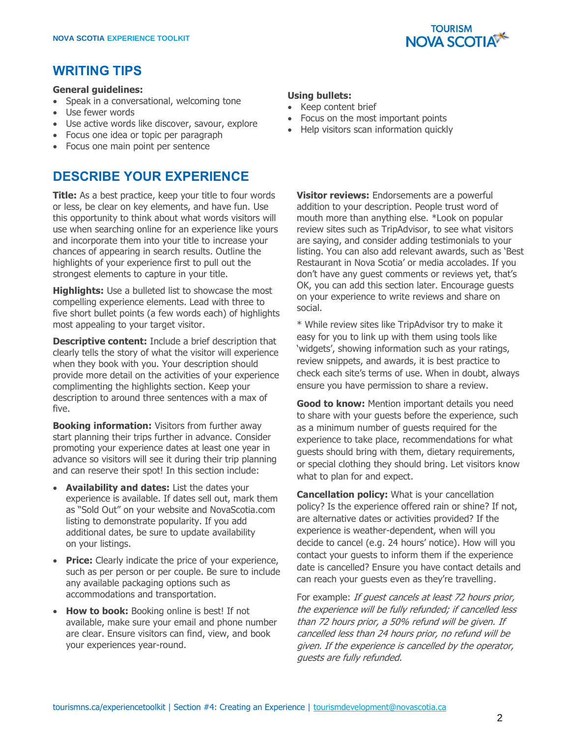## WRITING TIPS

**General guidelines:**

- Speak in a conversational, welcoming tone
- Use fewer words
- Use active words like discover, savour, explore
- Focus one idea or topic per paragraph
- Focus one main point per sentence

**Using bullets:**

- Keep content brief
- Focus on the most important points
- Help visitors scan information quickly

## DESCRIBE YOUR EXPERIENCE

**Title:** As a best practice, keep your title to four words or less, be clear on key elements, and have fun. Use this opportunity to think about what words visitors will use when searching online for an experience like yours and incorporate them into your title to increase your chances of appearing in search results. Outline the highlights of your experience first to pull out the strongest elements to capture in your title.

**Highlights:** Use a bulleted list to showcase the most compelling experience elements. Lead with three to five short bullet points (a few words each) of highlights most appealing to your target visitor.

**Descriptive content:** Include a brief description that clearly tells the story of what the visitor will experience when they book with you. Your description should provide more detail on the activities of your experience complimenting the highlights section. Keep your description to around three sentences with a max of five.

**Booking information:** Visitors from further away start planning their trips further in advance. Consider promoting your experience dates at least one year in advance so visitors will see it during their trip planning and can reserve their spot! In this section include:

- **Availability and dates:** List the dates your experience is available. If dates sell out, mark them as "Sold Out" on your website and NovaScotia.com listing to demonstrate popularity. If you add additional dates, be sure to update availability on your listings.
- **Price:** Clearly indicate the price of your experience, such as per person or per couple. Be sure to include any available packaging options such as accommodations and transportation.
- **How to book:** Booking online is best! If not available, make sure your email and phone number are clear. Ensure visitors can find, view, and book your experiences year-round.

**Visitor reviews:** Endorsements are a powerful addition to your description. People trust word of mouth more than anything else. *Look on popular review sites such as TripAdvisor, to see what visitors are saying, and consider adding testimonials to your listing. You can also add relevant awards, such as 'Best Restaurant in Nova Scotia' or media accolades. If you don't have any guest comments or reviews yet, that's OK, you can add this section later. Encourage guests on your experience to write reviews and share on social.

* While review sites like TripAdvisor try to make it easy for you to link up with them using tools like 'widgets', showing information such as your ratings, review snippets, and awards, it is best practice to check each site's terms of use. When in doubt, always ensure you have permission to share a review.

**Good to know:** Mention important details you need to share with your guests before the experience, such as a minimum number of guests required for the experience to take place, recommendations for what guests should bring with them, dietary requirements, or special clothing they should bring. Let visitors know what to plan for and expect.

**Cancellation policy:** What is your cancellation policy? Is the experience offered rain or shine? If not, are alternative dates or activities provided? If the experience is weather-dependent, when will you decide to cancel (e.g. 24 hours' notice). How will you contact your guests to inform them if the experience date is cancelled? Ensure you have contact details and can reach your guests even as they're travelling.

For example: *If guest cancels at least 72 hours prior, the experience will be fully refunded; if cancelled less than 72 hours prior, a 50% refund will be given. If cancelled less than 24 hours prior, no refund will be given. If the experience is cancelled by the operator, guests are fully refunded.*